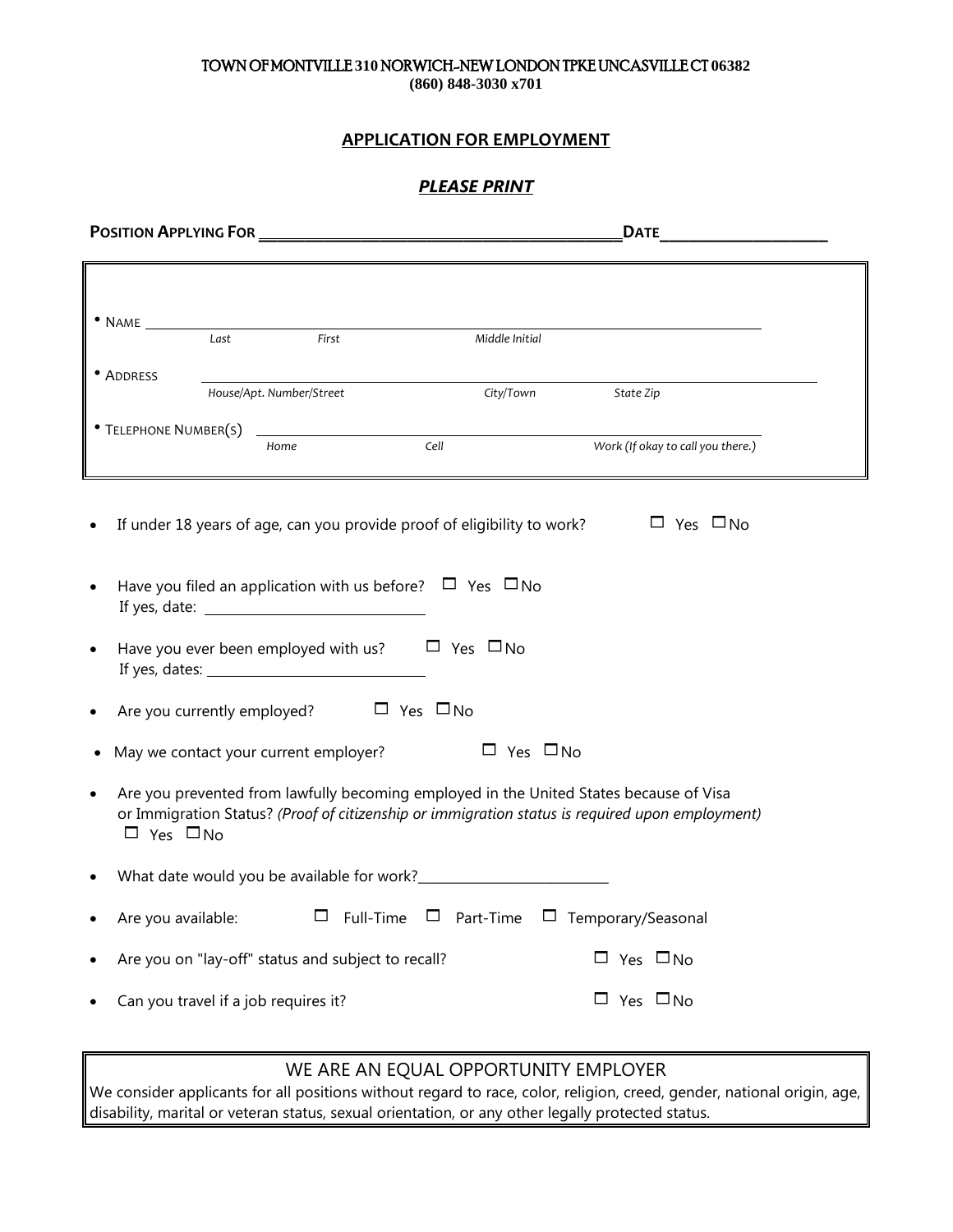TOWN OF MONTVILLE 310 NORWICH-NEW LONDON TPKE UNCASVILLE CT 06382
**(860) 848-3030 x701**

## APPLICATION FOR EMPLOYMENT

***PLEASE PRINT***

**POSITION APPLYING FOR** ______________________________ **DATE** ____________

- NAME ____________________________________________
  *Last* *First* *Middle Initial*

- ADDRESS ____________________________________________
  *House/Apt. Number/Street* *City/Town* *State Zip*

- TELEPHONE NUMBER(S) ____________________________________________
  *Home* *Cell* *Work (If okay to call you there.)*

- If under 18 years of age, can you provide proof of eligibility to work? ☐ Yes ☐ No
- Have you filed an application with us before? ☐ Yes ☐ No
  If yes, date: ____________
- Have you ever been employed with us? ☐ Yes ☐ No
  If yes, dates: ____________
- Are you currently employed? ☐ Yes ☐ No
- May we contact your current employer? ☐ Yes ☐ No
- Are you prevented from lawfully becoming employed in the United States because of Visa or Immigration Status? *(Proof of citizenship or immigration status is required upon employment)*
  ☐ Yes ☐ No
- What date would you be available for work? ____________
- Are you available: ☐ Full-Time ☐ Part-Time ☐ Temporary/Seasonal
- Are you on "lay-off" status and subject to recall? ☐ Yes ☐ No
- Can you travel if a job requires it? ☐ Yes ☐ No

WE ARE AN EQUAL OPPORTUNITY EMPLOYER

We consider applicants for all positions without regard to race, color, religion, creed, gender, national origin, age, disability, marital or veteran status, sexual orientation, or any other legally protected status.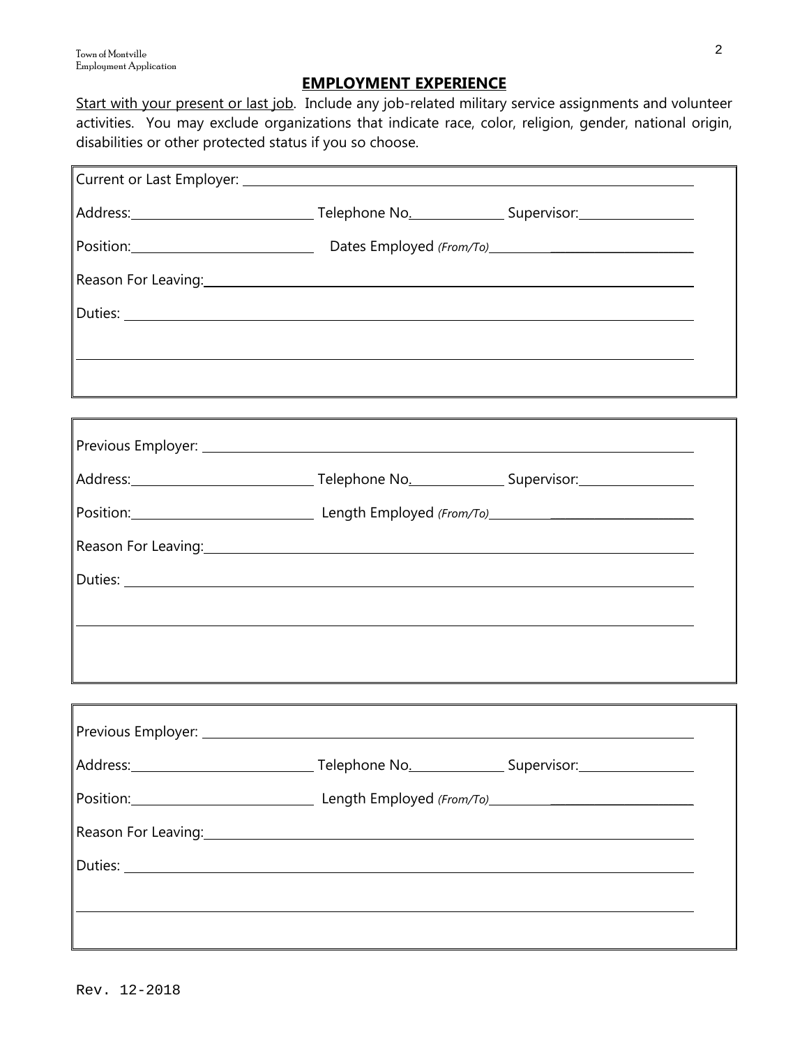## EMPLOYMENT EXPERIENCE

Start with your present or last job. Include any job-related military service assignments and volunteer activities. You may exclude organizations that indicate race, color, religion, gender, national origin, disabilities or other protected status if you so choose.

Current or Last Employer: ______________________________________________

Address: ____________________ Telephone No. ____________ Supervisor: ______________

Position: ____________________ Dates Employed *(From/To)* ______________________

Reason For Leaving: ______________________________________________

Duties: ______________________________________________

______________________________________________

---

Previous Employer: ______________________________________________

Address: ____________________ Telephone No. ____________ Supervisor: ______________

Position: ____________________ Length Employed *(From/To)* ______________________

Reason For Leaving: ______________________________________________

Duties: ______________________________________________

______________________________________________

---

Previous Employer: ______________________________________________

Address: ____________________ Telephone No. ____________ Supervisor: ______________

Position: ____________________ Length Employed *(From/To)* ______________________

Reason For Leaving: ______________________________________________

Duties: ______________________________________________

______________________________________________

Rev. 12-2018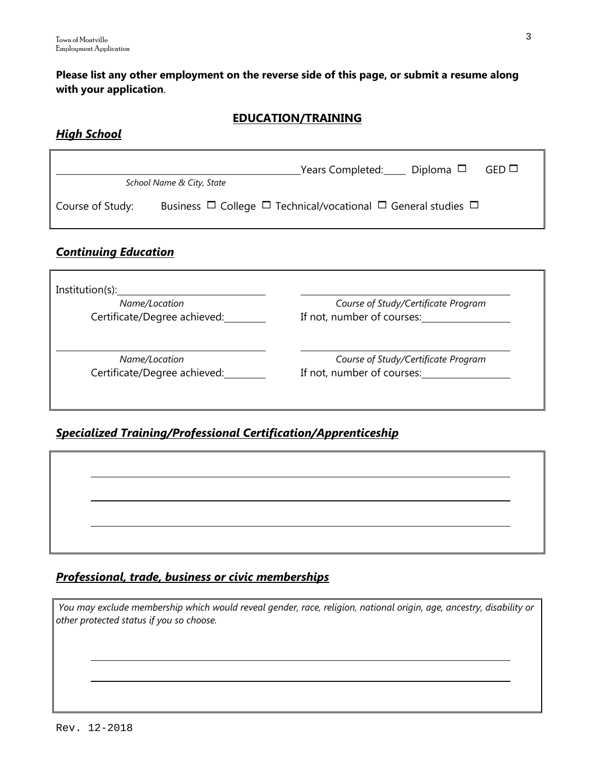**Please list any other employment on the reverse side of this page, or submit a resume along with your application**.

## EDUCATION/TRAINING

### *High School*

\_\_\_\_\_\_\_\_\_\_\_\_\_\_\_\_\_\_\_\_\_\_\_\_\_\_\_\_\_\_\_\_\_\_\_\_\_\_\_\_ Years Completed:\_\_\_\_\_ Diploma ☐ GED ☐

*School Name & City, State*

Course of Study: Business ☐ College ☐ Technical/vocational ☐ General studies ☐

### *Continuing Education*

Institution(s):\_\_\_\_\_\_\_\_\_\_\_\_\_\_\_\_\_\_\_\_\_\_\_\_\_\_\_\_ \_\_\_\_\_\_\_\_\_\_\_\_\_\_\_\_\_\_\_\_\_\_\_\_\_\_\_\_\_\_\_\_\_\_\_\_\_\_

*Name/Location* *Course of Study/Certificate Program*

Certificate/Degree achieved:\_\_\_\_\_\_\_\_\_ If not, number of courses:\_\_\_\_\_\_\_\_\_\_\_\_\_\_\_\_\_\_

\_\_\_\_\_\_\_\_\_\_\_\_\_\_\_\_\_\_\_\_\_\_\_\_\_\_\_\_\_\_\_\_\_\_\_\_\_\_ \_\_\_\_\_\_\_\_\_\_\_\_\_\_\_\_\_\_\_\_\_\_\_\_\_\_\_\_\_\_\_\_\_\_\_\_\_\_

*Name/Location* *Course of Study/Certificate Program*

Certificate/Degree achieved:\_\_\_\_\_\_\_\_\_ If not, number of courses:\_\_\_\_\_\_\_\_\_\_\_\_\_\_\_\_\_\_

### *Specialized Training/Professional Certification/Apprenticeship*

\_\_\_\_\_\_\_\_\_\_\_\_\_\_\_\_\_\_\_\_\_\_\_\_\_\_\_\_\_\_\_\_\_\_\_\_\_\_\_\_\_\_\_\_\_\_\_\_\_\_\_\_\_\_\_\_\_\_\_\_\_\_\_\_\_\_\_\_\_\_\_\_

\_\_\_\_\_\_\_\_\_\_\_\_\_\_\_\_\_\_\_\_\_\_\_\_\_\_\_\_\_\_\_\_\_\_\_\_\_\_\_\_\_\_\_\_\_\_\_\_\_\_\_\_\_\_\_\_\_\_\_\_\_\_\_\_\_\_\_\_\_\_\_\_

\_\_\_\_\_\_\_\_\_\_\_\_\_\_\_\_\_\_\_\_\_\_\_\_\_\_\_\_\_\_\_\_\_\_\_\_\_\_\_\_\_\_\_\_\_\_\_\_\_\_\_\_\_\_\_\_\_\_\_\_\_\_\_\_\_\_\_\_\_\_\_\_

### *Professional, trade, business or civic memberships*

*You may exclude membership which would reveal gender, race, religion, national origin, age, ancestry, disability or other protected status if you so choose.*

\_\_\_\_\_\_\_\_\_\_\_\_\_\_\_\_\_\_\_\_\_\_\_\_\_\_\_\_\_\_\_\_\_\_\_\_\_\_\_\_\_\_\_\_\_\_\_\_\_\_\_\_\_\_\_\_\_\_\_\_\_\_\_\_\_\_\_\_\_\_\_\_

\_\_\_\_\_\_\_\_\_\_\_\_\_\_\_\_\_\_\_\_\_\_\_\_\_\_\_\_\_\_\_\_\_\_\_\_\_\_\_\_\_\_\_\_\_\_\_\_\_\_\_\_\_\_\_\_\_\_\_\_\_\_\_\_\_\_\_\_\_\_\_\_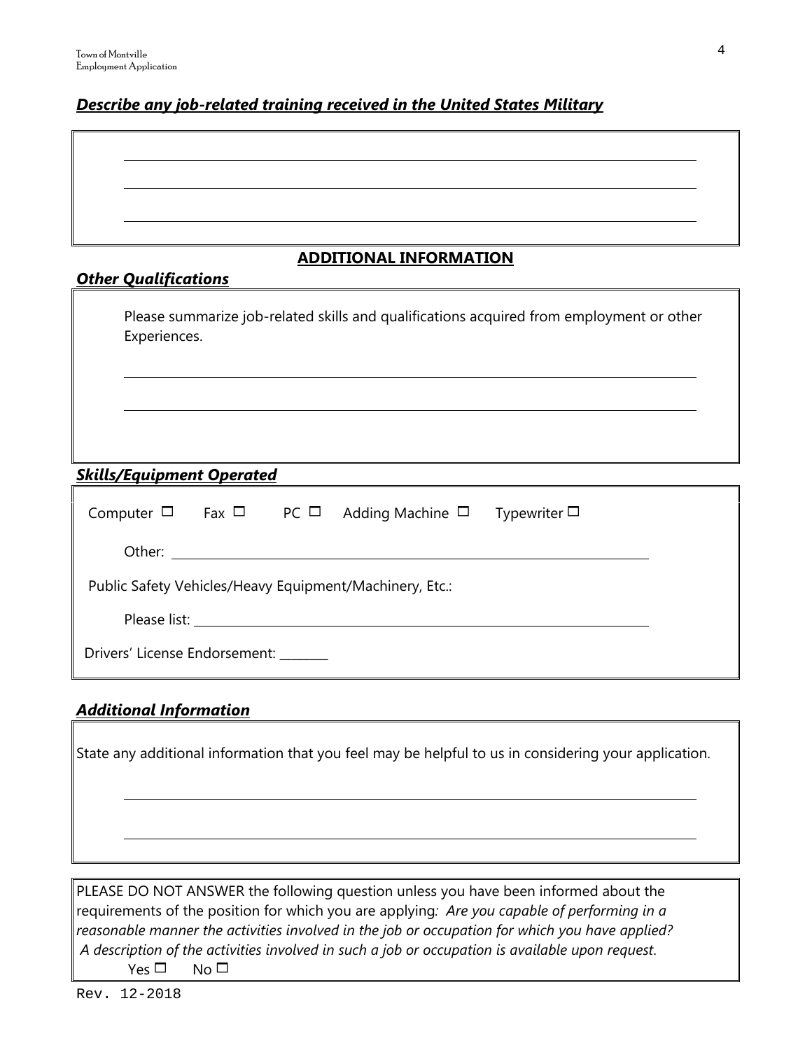***Describe any job-related training received in the United States Military***

______________________________________________________________________

______________________________________________________________________

______________________________________________________________________

## ADDITIONAL INFORMATION

***Other Qualifications***

Please summarize job-related skills and qualifications acquired from employment or other Experiences.

______________________________________________________________________

______________________________________________________________________

***Skills/Equipment Operated***

Computer ☐ Fax ☐ PC ☐ Adding Machine ☐ Typewriter ☐

Other: ______________________________________________________________

Public Safety Vehicles/Heavy Equipment/Machinery, Etc.:

Please list: __________________________________________________________

Drivers' License Endorsement: _______

***Additional Information***

State any additional information that you feel may be helpful to us in considering your application.

______________________________________________________________________

______________________________________________________________________

PLEASE DO NOT ANSWER the following question unless you have been informed about the requirements of the position for which you are applying: *Are you capable of performing in a reasonable manner the activities involved in the job or occupation for which you have applied? A description of the activities involved in such a job or occupation is available upon request.*

Yes ☐ No ☐

Rev. 12-2018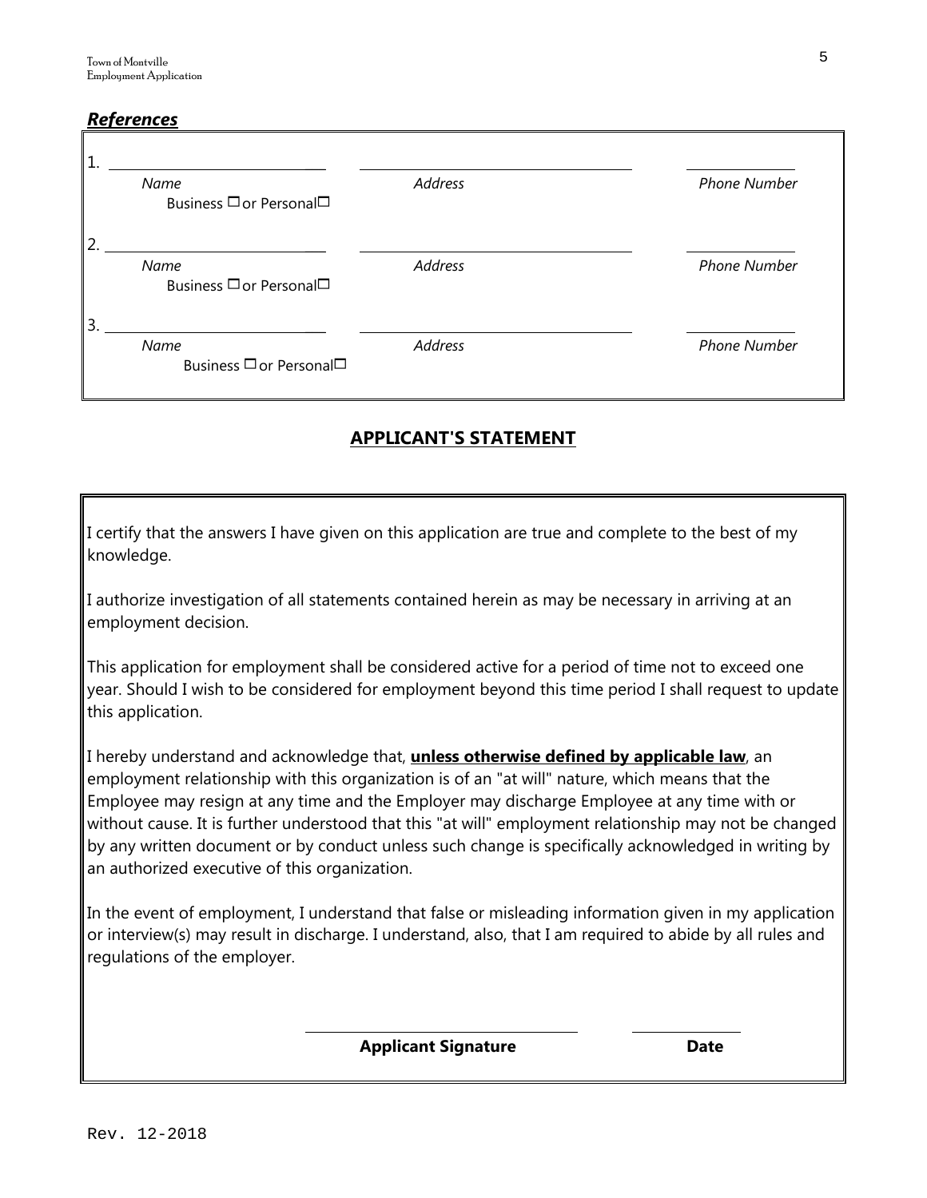***References***

| | Name | Address | Phone Number |
|---|---|---|---|
| 1. | Name<br>Business ☐ or Personal☐ | Address | Phone Number |
| 2. | Name<br>Business ☐ or Personal☐ | Address | Phone Number |
| 3. | Name<br>Business ☐ or Personal☐ | Address | Phone Number |

## **APPLICANT'S STATEMENT**

I certify that the answers I have given on this application are true and complete to the best of my knowledge.

I authorize investigation of all statements contained herein as may be necessary in arriving at an employment decision.

This application for employment shall be considered active for a period of time not to exceed one year. Should I wish to be considered for employment beyond this time period I shall request to update this application.

I hereby understand and acknowledge that, **unless otherwise defined by applicable law**, an employment relationship with this organization is of an "at will" nature, which means that the Employee may resign at any time and the Employer may discharge Employee at any time with or without cause. It is further understood that this "at will" employment relationship may not be changed by any written document or by conduct unless such change is specifically acknowledged in writing by an authorized executive of this organization.

In the event of employment, I understand that false or misleading information given in my application or interview(s) may result in discharge. I understand, also, that I am required to abide by all rules and regulations of the employer.

______________________________ ______________

**Applicant Signature** **Date**

Rev. 12-2018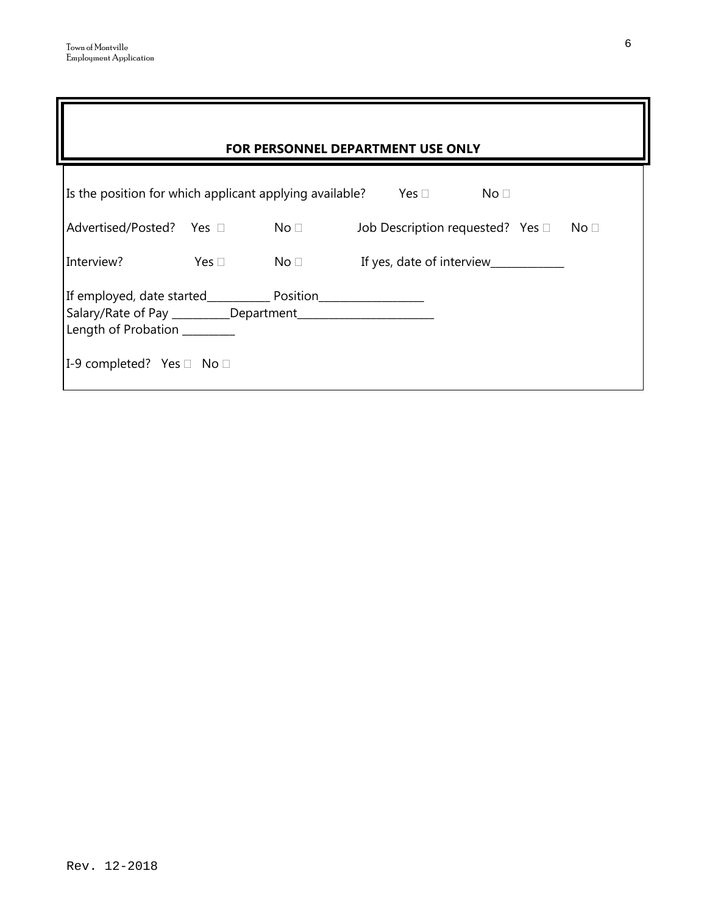## FOR PERSONNEL DEPARTMENT USE ONLY

Is the position for which applicant applying available? Yes ☐ No ☐

Advertised/Posted? Yes ☐ No ☐ Job Description requested? Yes ☐ No ☐

Interview? Yes ☐ No ☐ If yes, date of interview_____________

If employed, date started___________ Position__________________
Salary/Rate of Pay __________Department________________________
Length of Probation _________

I-9 completed? Yes ☐ No ☐

Rev. 12-2018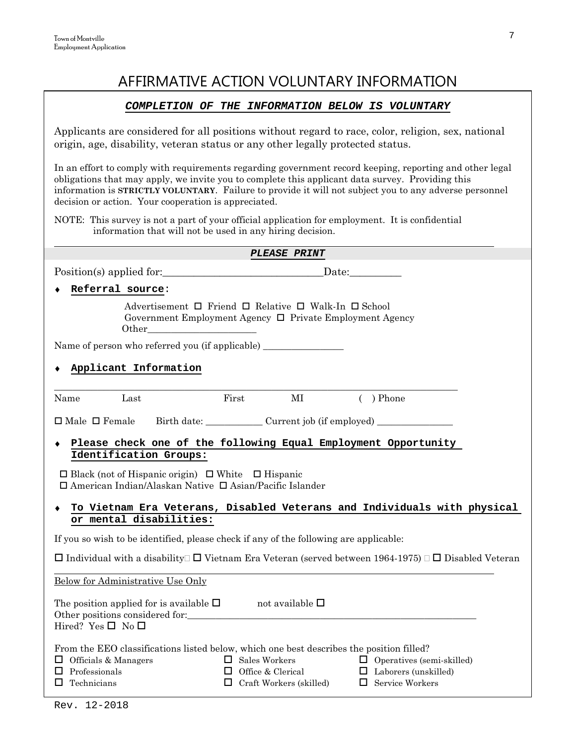# AFFIRMATIVE ACTION VOLUNTARY INFORMATION

***COMPLETION OF THE INFORMATION BELOW IS VOLUNTARY***

Applicants are considered for all positions without regard to race, color, religion, sex, national origin, age, disability, veteran status or any other legally protected status.

In an effort to comply with requirements regarding government record keeping, reporting and other legal obligations that may apply, we invite you to complete this applicant data survey. Providing this information is **STRICTLY VOLUNTARY**. Failure to provide it will not subject you to any adverse personnel decision or action. Your cooperation is appreciated.

NOTE: This survey is not a part of your official application for employment. It is confidential information that will not be used in any hiring decision.

***PLEASE PRINT***

Position(s) applied for:______________________________Date:__________

- **Referral source**:

Advertisement ☐ Friend ☐ Relative ☐ Walk-In ☐ School
Government Employment Agency ☐ Private Employment Agency
Other______________________

Name of person who referred you (if applicable) ________________

- **Applicant Information**

_______________________________________________________________________________

Name Last First MI ( ) Phone

☐ Male ☐ Female Birth date: ___________ Current job (if employed) _______________

- **Please check one of the following Equal Employment Opportunity Identification Groups:**

☐ Black (not of Hispanic origin) ☐ White ☐ Hispanic
☐ American Indian/Alaskan Native ☐ Asian/Pacific Islander

- **To Vietnam Era Veterans, Disabled Veterans and Individuals with physical or mental disabilities:**

If you so wish to be identified, please check if any of the following are applicable:

☐ Individual with a disability ☐ Vietnam Era Veteran (served between 1964-1975) ☐ Disabled Veteran

Below for Administrative Use Only

The position applied for is available ☐ not available ☐
Other positions considered for:_____________________________________________________________
Hired? Yes ☐ No ☐

From the EEO classifications listed below, which one best describes the position filled?

☐ Officials & Managers ☐ Sales Workers ☐ Operatives (semi-skilled)
☐ Professionals ☐ Office & Clerical ☐ Laborers (unskilled)
☐ Technicians ☐ Craft Workers (skilled) ☐ Service Workers

Rev. 12-2018